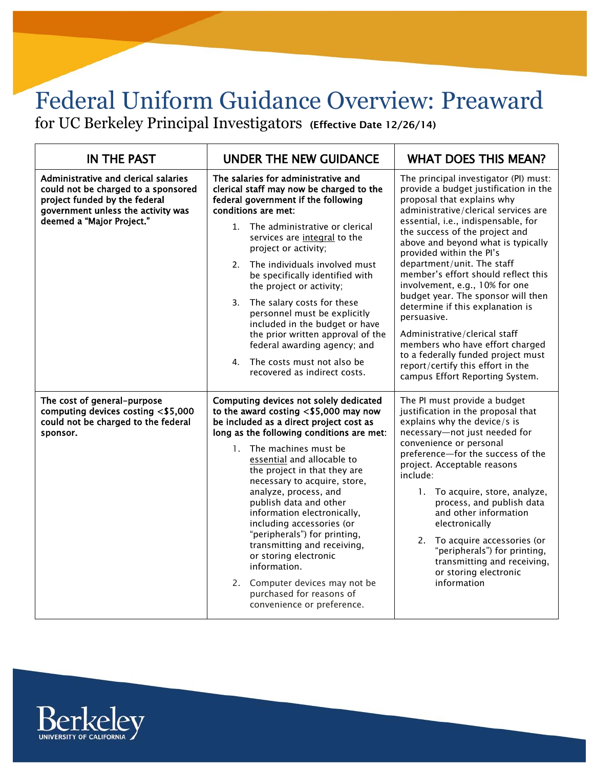# Federal Uniform Guidance Overview: Preaward

for UC Berkeley Principal Investigators **(Effective Date 12/26/14)**

| IN THE PAST | UNDER THE NEW GUIDANCE | WHAT DOES THIS MEAN? |
|---|---|---|
| **Administrative and clerical salaries could not be charged to a sponsored project funded by the federal government unless the activity was deemed a "Major Project."** | **The salaries for administrative and clerical staff may now be charged to the federal government if the following conditions are met:**<br><br>1. The administrative or clerical services are integral to the project or activity;<br>2. The individuals involved must be specifically identified with the project or activity;<br>3. The salary costs for these personnel must be explicitly included in the budget or have the prior written approval of the federal awarding agency; and<br>4. The costs must not also be recovered as indirect costs. | The principal investigator (PI) must: provide a budget justification in the proposal that explains why administrative/clerical services are essential, i.e., indispensable, for the success of the project and above and beyond what is typically provided within the PI's department/unit. The staff member's effort should reflect this involvement, e.g., 10% for one budget year. The sponsor will then determine if this explanation is persuasive.<br><br>Administrative/clerical staff members who have effort charged to a federally funded project must report/certify this effort in the campus Effort Reporting System. |
| **The cost of general-purpose computing devices costing <$5,000 could not be charged to the federal sponsor.** | **Computing devices not solely dedicated to the award costing <$5,000 may now be included as a direct project cost as long as the following conditions are met:**<br><br>1. The machines must be essential and allocable to the project in that they are necessary to acquire, store, analyze, process, and publish data and other information electronically, including accessories (or "peripherals") for printing, transmitting and receiving, or storing electronic information.<br>2. Computer devices may not be purchased for reasons of convenience or preference. | The PI must provide a budget justification in the proposal that explains why the device/s is necessary—not just needed for convenience or personal preference—for the success of the project. Acceptable reasons include:<br><br>1. To acquire, store, analyze, process, and publish data and other information electronically<br>2. To acquire accessories (or "peripherals") for printing, transmitting and receiving, or storing electronic information |

Berkeley
UNIVERSITY OF CALIFORNIA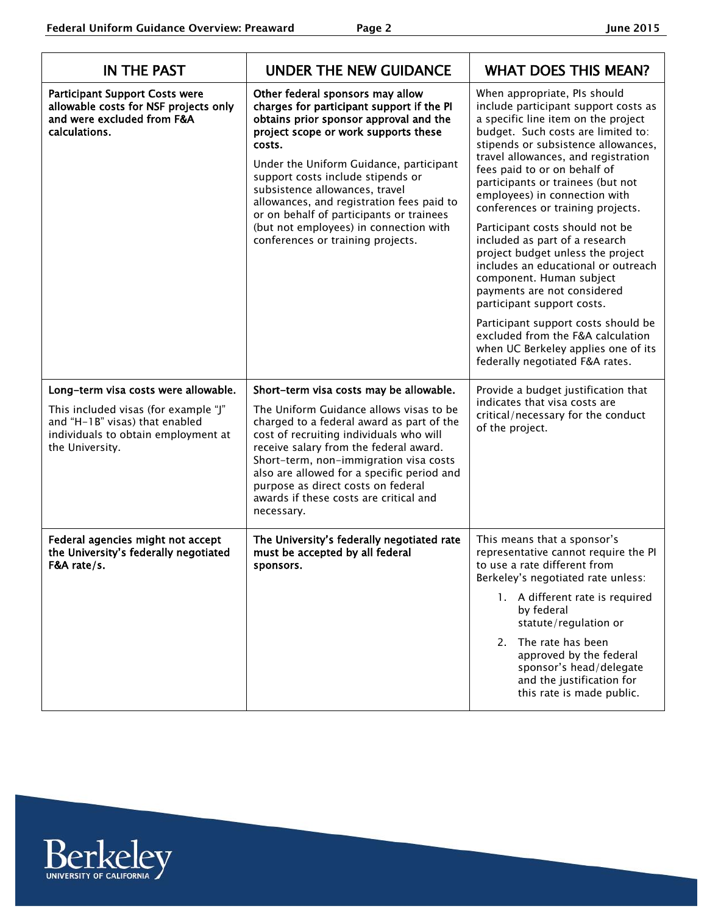| IN THE PAST | UNDER THE NEW GUIDANCE | WHAT DOES THIS MEAN? |
|---|---|---|
| **Participant Support Costs were allowable costs for NSF projects only and were excluded from F&A calculations.** | **Other federal sponsors may allow charges for participant support if the PI obtains prior sponsor approval and the project scope or work supports these costs.**<br><br>Under the Uniform Guidance, participant support costs include stipends or subsistence allowances, travel allowances, and registration fees paid to or on behalf of participants or trainees (but not employees) in connection with conferences or training projects. | When appropriate, PIs should include participant support costs as a specific line item on the project budget. Such costs are limited to: stipends or subsistence allowances, travel allowances, and registration fees paid to or on behalf of participants or trainees (but not employees) in connection with conferences or training projects.<br><br>Participant costs should not be included as part of a research project budget unless the project includes an educational or outreach component. Human subject payments are not considered participant support costs.<br><br>Participant support costs should be excluded from the F&A calculation when UC Berkeley applies one of its federally negotiated F&A rates. |
| **Long-term visa costs were allowable.**<br><br>This included visas (for example "J" and "H-1B" visas) that enabled individuals to obtain employment at the University. | **Short-term visa costs may be allowable.**<br><br>The Uniform Guidance allows visas to be charged to a federal award as part of the cost of recruiting individuals who will receive salary from the federal award. Short-term, non-immigration visa costs also are allowed for a specific period and purpose as direct costs on federal awards if these costs are critical and necessary. | Provide a budget justification that indicates that visa costs are critical/necessary for the conduct of the project. |
| **Federal agencies might not accept the University's federally negotiated F&A rate/s.** | **The University's federally negotiated rate must be accepted by all federal sponsors.** | This means that a sponsor's representative cannot require the PI to use a rate different from Berkeley's negotiated rate unless:<br><br>1. A different rate is required by federal statute/regulation or<br><br>2. The rate has been approved by the federal sponsor's head/delegate and the justification for this rate is made public. |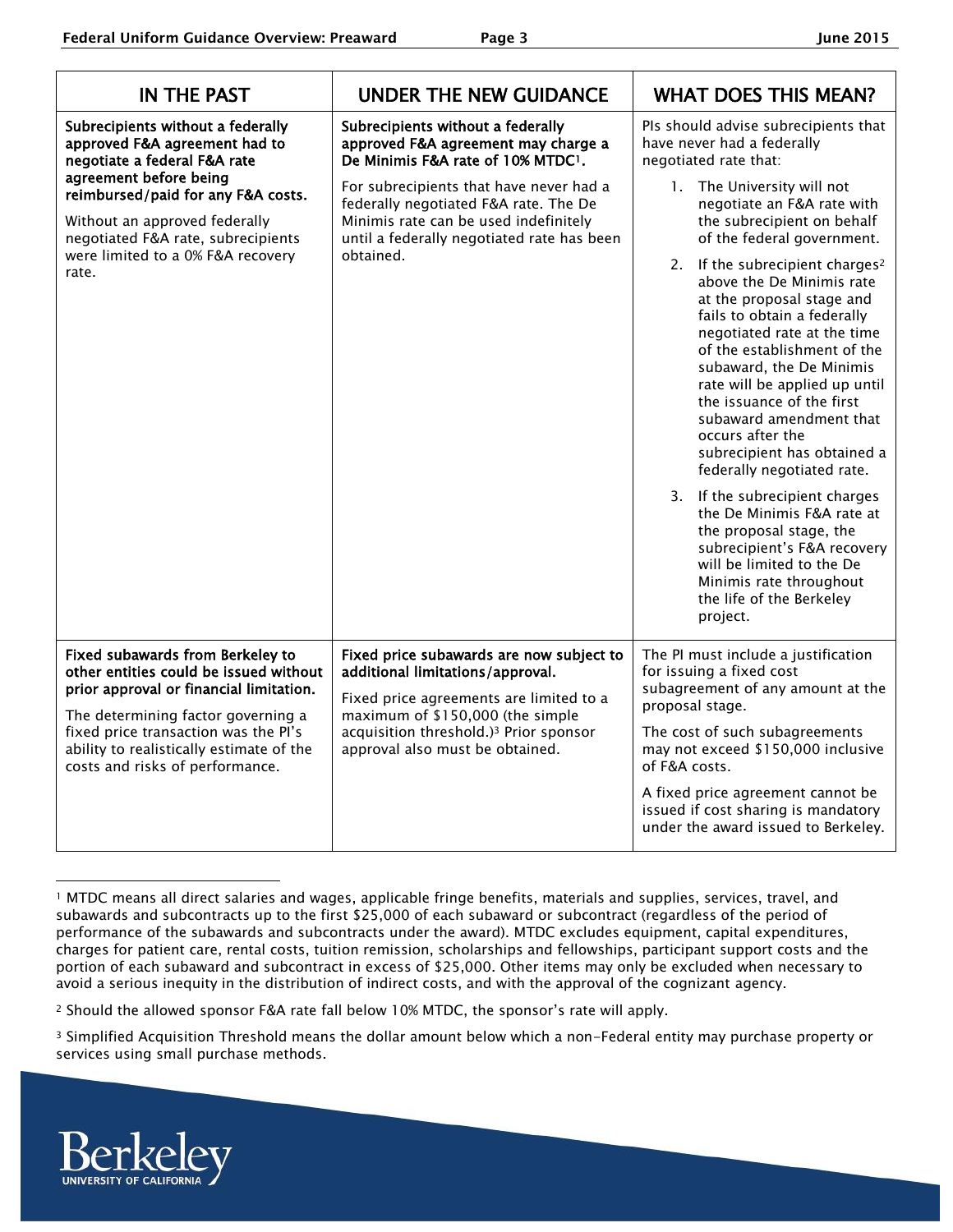| IN THE PAST | UNDER THE NEW GUIDANCE | WHAT DOES THIS MEAN? |
|---|---|---|
| **Subrecipients without a federally approved F&A agreement had to negotiate a federal F&A rate agreement before being reimbursed/paid for any F&A costs.**<br><br>Without an approved federally negotiated F&A rate, subrecipients were limited to a 0% F&A recovery rate. | **Subrecipients without a federally approved F&A agreement may charge a De Minimis F&A rate of 10% MTDC[1].**<br><br>For subrecipients that have never had a federally negotiated F&A rate. The De Minimis rate can be used indefinitely until a federally negotiated rate has been obtained. | PIs should advise subrecipients that have never had a federally negotiated rate that:<br><br>1. The University will not negotiate an F&A rate with the subrecipient on behalf of the federal government.<br>2. If the subrecipient charges[2] above the De Minimis rate at the proposal stage and fails to obtain a federally negotiated rate at the time of the establishment of the subaward, the De Minimis rate will be applied up until the issuance of the first subaward amendment that occurs after the subrecipient has obtained a federally negotiated rate.<br>3. If the subrecipient charges the De Minimis F&A rate at the proposal stage, the subrecipient's F&A recovery will be limited to the De Minimis rate throughout the life of the Berkeley project. |
| **Fixed subawards from Berkeley to other entities could be issued without prior approval or financial limitation.**<br><br>The determining factor governing a fixed price transaction was the PI's ability to realistically estimate of the costs and risks of performance. | **Fixed price subawards are now subject to additional limitations/approval.**<br><br>Fixed price agreements are limited to a maximum of $150,000 (the simple acquisition threshold.)[3] Prior sponsor approval also must be obtained. | The PI must include a justification for issuing a fixed cost subagreement of any amount at the proposal stage.<br><br>The cost of such subagreements may not exceed $150,000 inclusive of F&A costs.<br><br>A fixed price agreement cannot be issued if cost sharing is mandatory under the award issued to Berkeley. |

[1] MTDC means all direct salaries and wages, applicable fringe benefits, materials and supplies, services, travel, and subawards and subcontracts up to the first $25,000 of each subaward or subcontract (regardless of the period of performance of the subawards and subcontracts under the award). MTDC excludes equipment, capital expenditures, charges for patient care, rental costs, tuition remission, scholarships and fellowships, participant support costs and the portion of each subaward and subcontract in excess of $25,000. Other items may only be excluded when necessary to avoid a serious inequity in the distribution of indirect costs, and with the approval of the cognizant agency.

[2] Should the allowed sponsor F&A rate fall below 10% MTDC, the sponsor's rate will apply.

[3] Simplified Acquisition Threshold means the dollar amount below which a non-Federal entity may purchase property or services using small purchase methods.